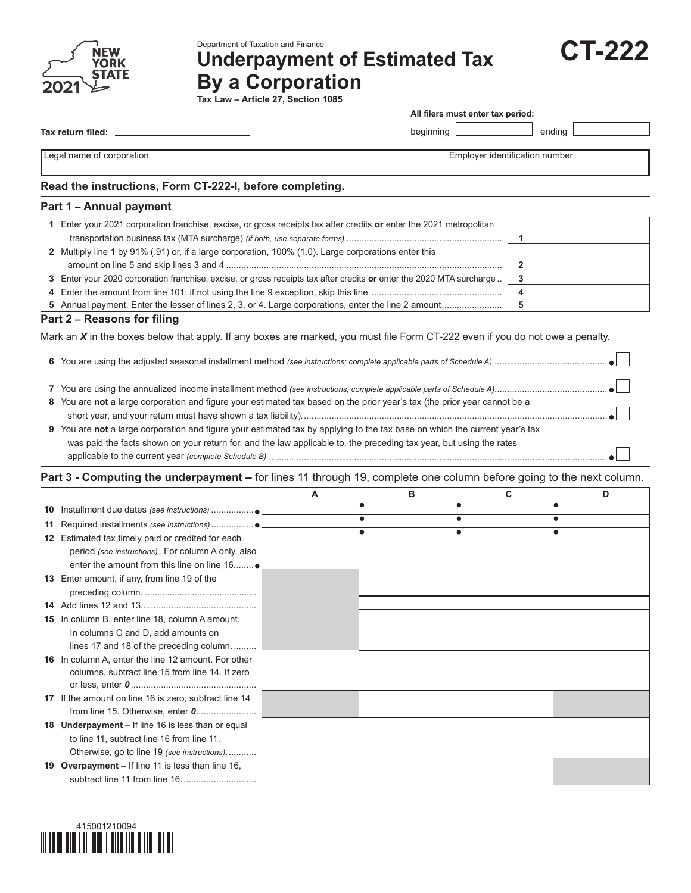Department of Taxation and Finance

# Underpayment of Estimated Tax By a Corporation

**CT-222**

New York State 2021

**Tax Law – Article 27, Section 1085**

**All filers must enter tax period:**

**Tax return filed:** ____________ beginning ________ ending ________

| Legal name of corporation | Employer identification number |
|---|---|
| | |

**Read the instructions, Form CT-222-I, before completing.**

## Part 1 – Annual payment

| | | |
|---|---|---|
| **1** Enter your 2021 corporation franchise, excise, or gross receipts tax after credits **or** enter the 2021 metropolitan transportation business tax (MTA surcharge) *(if both, use separate forms)* | 1 | |
| **2** Multiply line 1 by 91% (.91) or, if a large corporation, 100% (1.0). Large corporations enter this amount on line 5 and skip lines 3 and 4 | 2 | |
| **3** Enter your 2020 corporation franchise, excise, or gross receipts tax after credits **or** enter the 2020 MTA surcharge | 3 | |
| **4** Enter the amount from line 101; if not using the line 9 exception, skip this line | 4 | |
| **5** Annual payment. Enter the lesser of lines 2, 3, or 4. Large corporations, enter the line 2 amount | 5 | |

## Part 2 – Reasons for filing

Mark an ***X*** in the boxes below that apply. If any boxes are marked, you must file Form CT-222 even if you do not owe a penalty.

**6** You are using the adjusted seasonal installment method *(see instructions; complete applicable parts of Schedule A)* ☐

**7** You are using the annualized income installment method *(see instructions; complete applicable parts of Schedule A)* ☐

**8** You are **not** a large corporation and figure your estimated tax based on the prior year's tax (the prior year cannot be a short year, and your return must have shown a tax liability) ☐

**9** You are **not** a large corporation and figure your estimated tax by applying to the tax base on which the current year's tax was paid the facts shown on your return for, and the law applicable to, the preceding tax year, but using the rates applicable to the current year *(complete Schedule B)* ☐

## Part 3 - Computing the underpayment – for lines 11 through 19, complete one column before going to the next column.

| | A | B | C | D |
|---|---|---|---|---|
| **10** Installment due dates *(see instructions)* | | | | |
| **11** Required installments *(see instructions)* | | | | |
| **12** Estimated tax timely paid or credited for each period *(see instructions)*. For column A only, also enter the amount from this line on line 16 | | | | |
| **13** Enter amount, if any, from line 19 of the preceding column. | | | | |
| **14** Add lines 12 and 13 | | | | |
| **15** In column B, enter line 18, column A amount. In columns C and D, add amounts on lines 17 and 18 of the preceding column. | | | | |
| **16** In column A, enter the line 12 amount. For other columns, subtract line 15 from line 14. If zero or less, enter *0* | | | | |
| **17** If the amount on line 16 is zero, subtract line 14 from line 15. Otherwise, enter *0* | | | | |
| **18** **Underpayment –** If line 16 is less than or equal to line 11, subtract line 16 from line 11. Otherwise, go to line 19 *(see instructions)*. | | | | |
| **19** **Overpayment –** If line 11 is less than line 16, subtract line 11 from line 16. | | | | |

415001210094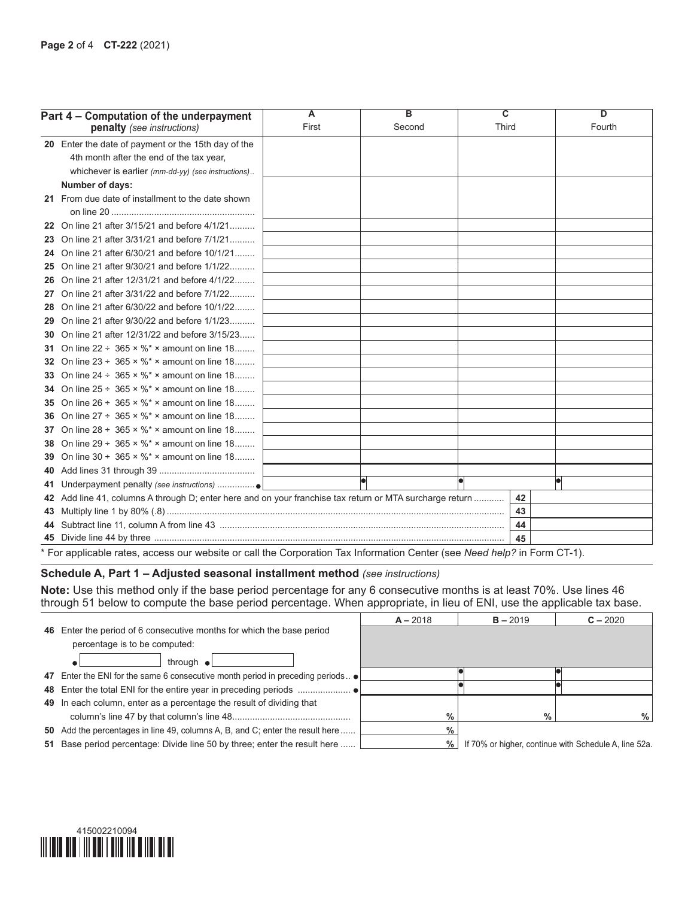| Part 4 – Computation of the underpayment penalty *(see instructions)* | A First | B Second | C Third | D Fourth |
|---|---|---|---|---|
| 20 Enter the date of payment or the 15th day of the 4th month after the end of the tax year, whichever is earlier *(mm-dd-yy) (see instructions)* | | | | |
| **Number of days:** 21 From due date of installment to the date shown on line 20 | | | | |
| 22 On line 21 after 3/15/21 and before 4/1/21 | | | | |
| 23 On line 21 after 3/31/21 and before 7/1/21 | | | | |
| 24 On line 21 after 6/30/21 and before 10/1/21 | | | | |
| 25 On line 21 after 9/30/21 and before 1/1/22 | | | | |
| 26 On line 21 after 12/31/21 and before 4/1/22 | | | | |
| 27 On line 21 after 3/31/22 and before 7/1/22 | | | | |
| 28 On line 21 after 6/30/22 and before 10/1/22 | | | | |
| 29 On line 21 after 9/30/22 and before 1/1/23 | | | | |
| 30 On line 21 after 12/31/22 and before 3/15/23 | | | | |
| 31 On line 22 ÷ 365 × %* × amount on line 18 | | | | |
| 32 On line 23 ÷ 365 × %* × amount on line 18 | | | | |
| 33 On line 24 ÷ 365 × %* × amount on line 18 | | | | |
| 34 On line 25 ÷ 365 × %* × amount on line 18 | | | | |
| 35 On line 26 ÷ 365 × %* × amount on line 18 | | | | |
| 36 On line 27 ÷ 365 × %* × amount on line 18 | | | | |
| 37 On line 28 ÷ 365 × %* × amount on line 18 | | | | |
| 38 On line 29 ÷ 365 × %* × amount on line 18 | | | | |
| 39 On line 30 ÷ 365 × %* × amount on line 18 | | | | |
| 40 Add lines 31 through 39 | | | | |
| 41 Underpayment penalty *(see instructions)* | | | | |

| | | |
|---|---|---|
| 42 Add line 41, columns A through D; enter here and on your franchise tax return or MTA surcharge return | 42 | |
| 43 Multiply line 1 by 80% (.8) | 43 | |
| 44 Subtract line 11, column A from line 43 | 44 | |
| 45 Divide line 44 by three | 45 | |

\* For applicable rates, access our website or call the Corporation Tax Information Center (see *Need help?* in Form CT-1).

## Schedule A, Part 1 – Adjusted seasonal installment method *(see instructions)*

**Note:** Use this method only if the base period percentage for any 6 consecutive months is at least 70%. Use lines 46 through 51 below to compute the base period percentage. When appropriate, in lieu of ENI, use the applicable tax base.

| | A – 2018 | B – 2019 | C – 2020 |
|---|---|---|---|
| 46 Enter the period of 6 consecutive months for which the base period percentage is to be computed: ______ through ______ | | | |
| 47 Enter the ENI for the same 6 consecutive month period in preceding periods | | | |
| 48 Enter the total ENI for the entire year in preceding periods | | | |
| 49 In each column, enter as a percentage the result of dividing that column's line 47 by that column's line 48 | % | % | % |
| 50 Add the percentages in line 49, columns A, B, and C; enter the result here | % | | |
| 51 Base period percentage: Divide line 50 by three; enter the result here | % | If 70% or higher, continue with Schedule A, line 52a. | |

415002210094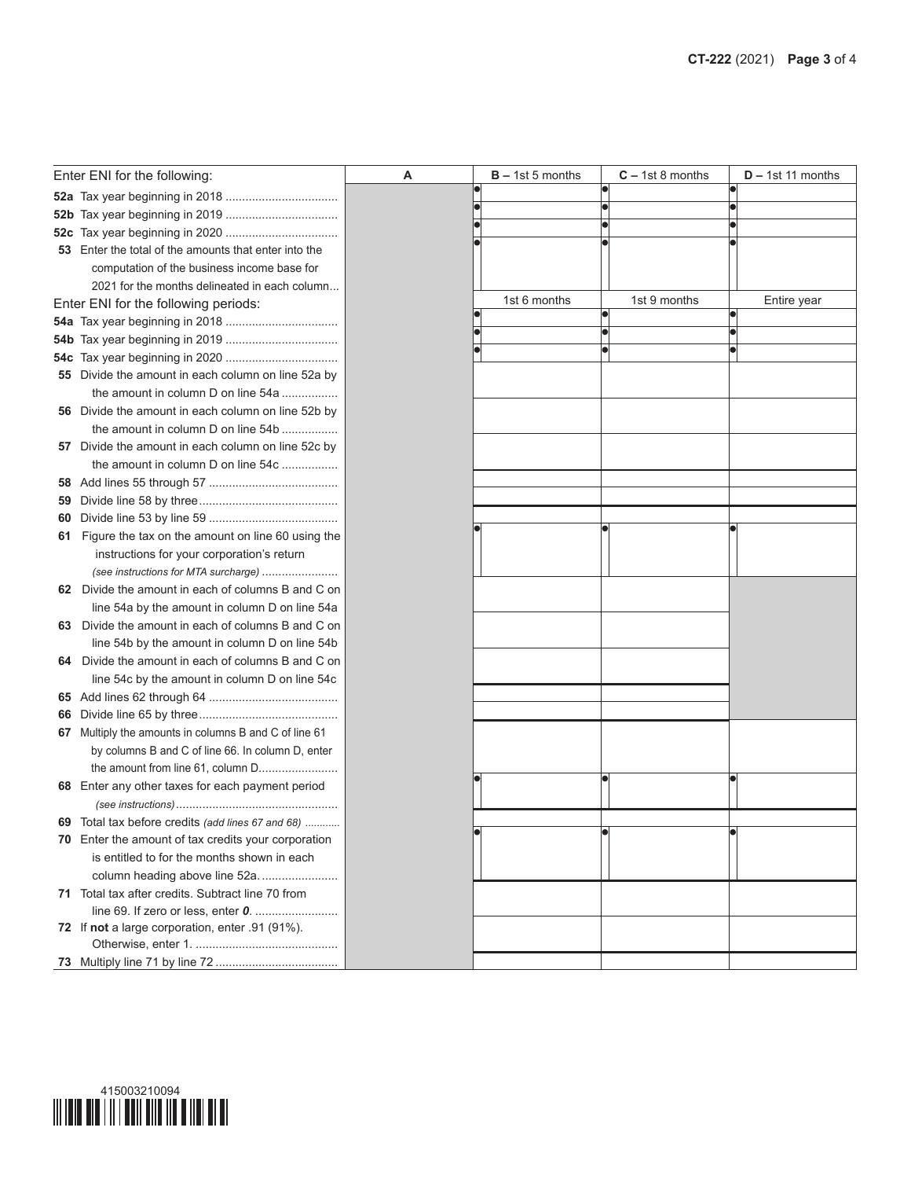| Enter ENI for the following: | A | B – 1st 5 months | C – 1st 8 months | D – 1st 11 months |
|---|---|---|---|---|
| **52a** Tax year beginning in 2018 | | | | |
| **52b** Tax year beginning in 2019 | | | | |
| **52c** Tax year beginning in 2020 | | | | |
| **53** Enter the total of the amounts that enter into the computation of the business income base for 2021 for the months delineated in each column | | | | |
| Enter ENI for the following periods: | | 1st 6 months | 1st 9 months | Entire year |
| **54a** Tax year beginning in 2018 | | | | |
| **54b** Tax year beginning in 2019 | | | | |
| **54c** Tax year beginning in 2020 | | | | |
| **55** Divide the amount in each column on line 52a by the amount in column D on line 54a | | | | |
| **56** Divide the amount in each column on line 52b by the amount in column D on line 54b | | | | |
| **57** Divide the amount in each column on line 52c by the amount in column D on line 54c | | | | |
| **58** Add lines 55 through 57 | | | | |
| **59** Divide line 58 by three | | | | |
| **60** Divide line 53 by line 59 | | | | |
| **61** Figure the tax on the amount on line 60 using the instructions for your corporation's return *(see instructions for MTA surcharge)* | | | | |
| **62** Divide the amount in each of columns B and C on line 54a by the amount in column D on line 54a | | | | |
| **63** Divide the amount in each of columns B and C on line 54b by the amount in column D on line 54b | | | | |
| **64** Divide the amount in each of columns B and C on line 54c by the amount in column D on line 54c | | | | |
| **65** Add lines 62 through 64 | | | | |
| **66** Divide line 65 by three | | | | |
| **67** Multiply the amounts in columns B and C of line 61 by columns B and C of line 66. In column D, enter the amount from line 61, column D | | | | |
| **68** Enter any other taxes for each payment period *(see instructions)* | | | | |
| **69** Total tax before credits *(add lines 67 and 68)* | | | | |
| **70** Enter the amount of tax credits your corporation is entitled to for the months shown in each column heading above line 52a | | | | |
| **71** Total tax after credits. Subtract line 70 from line 69. If zero or less, enter ***0***. | | | | |
| **72** If **not** a large corporation, enter .91 (91%). Otherwise, enter 1. | | | | |
| **73** Multiply line 71 by line 72 | | | | |

415003210094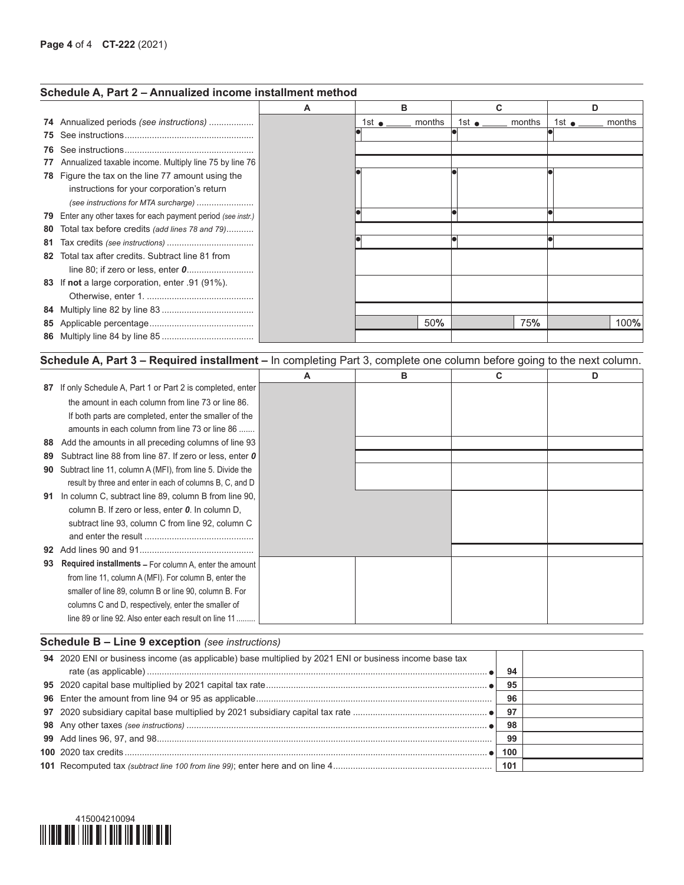## Schedule A, Part 2 – Annualized income installment method

| | A | B | C | D |
|---|---|---|---|---|
| **74** Annualized periods *(see instructions)* | | 1st ● _____ months | 1st ● _____ months | 1st ● _____ months |
| **75** See instructions | | ● | ● | ● |
| **76** See instructions | | | | |
| **77** Annualized taxable income. Multiply line 75 by line 76 | | | | |
| **78** Figure the tax on the line 77 amount using the instructions for your corporation's return *(see instructions for MTA surcharge)* | | ● | ● | ● |
| **79** Enter any other taxes for each payment period *(see instr.)* | | ● | ● | ● |
| **80** Total tax before credits *(add lines 78 and 79)* | | | | |
| **81** Tax credits *(see instructions)* | | ● | ● | ● |
| **82** Total tax after credits. Subtract line 81 from line 80; if zero or less, enter ***0*** | | | | |
| **83** If **not** a large corporation, enter .91 (91%). Otherwise, enter 1. | | | | |
| **84** Multiply line 82 by line 83 | | | | |
| **85** Applicable percentage | | 50**%** | 75**%** | 100**%** |
| **86** Multiply line 84 by line 85 | | | | |

## Schedule A, Part 3 – Required installment – In completing Part 3, complete one column before going to the next column.

| | A | B | C | D |
|---|---|---|---|---|
| **87** If only Schedule A, Part 1 or Part 2 is completed, enter the amount in each column from line 73 or line 86. If both parts are completed, enter the smaller of the amounts in each column from line 73 or line 86 | | | | |
| **88** Add the amounts in all preceding columns of line 93 | | | | |
| **89** Subtract line 88 from line 87. If zero or less, enter ***0*** | | | | |
| **90** Subtract line 11, column A (MFI), from line 5. Divide the result by three and enter in each of columns B, C, and D | | | | |
| **91** In column C, subtract line 89, column B from line 90, column B. If zero or less, enter ***0***. In column D, subtract line 93, column C from line 92, column C and enter the result | | | | |
| **92** Add lines 90 and 91 | | | | |
| **93** **Required installments** – For column A, enter the amount from line 11, column A (MFI). For column B, enter the smaller of line 89, column B or line 90, column B. For columns C and D, respectively, enter the smaller of line 89 or line 92. Also enter each result on line 11 | | | | |

## Schedule B – Line 9 exception *(see instructions)*

| | | |
|---|---|---|
| **94** 2020 ENI or business income (as applicable) base multiplied by 2021 ENI or business income base tax rate (as applicable) ● | 94 | |
| **95** 2020 capital base multiplied by 2021 capital tax rate ● | 95 | |
| **96** Enter the amount from line 94 or 95 as applicable | 96 | |
| **97** 2020 subsidiary capital base multiplied by 2021 subsidiary capital tax rate ● | 97 | |
| **98** Any other taxes *(see instructions)* ● | 98 | |
| **99** Add lines 96, 97, and 98 | 99 | |
| **100** 2020 tax credits ● | 100 | |
| **101** Recomputed tax *(subtract line 100 from line 99)*; enter here and on line 4 | 101 | |

415004210094